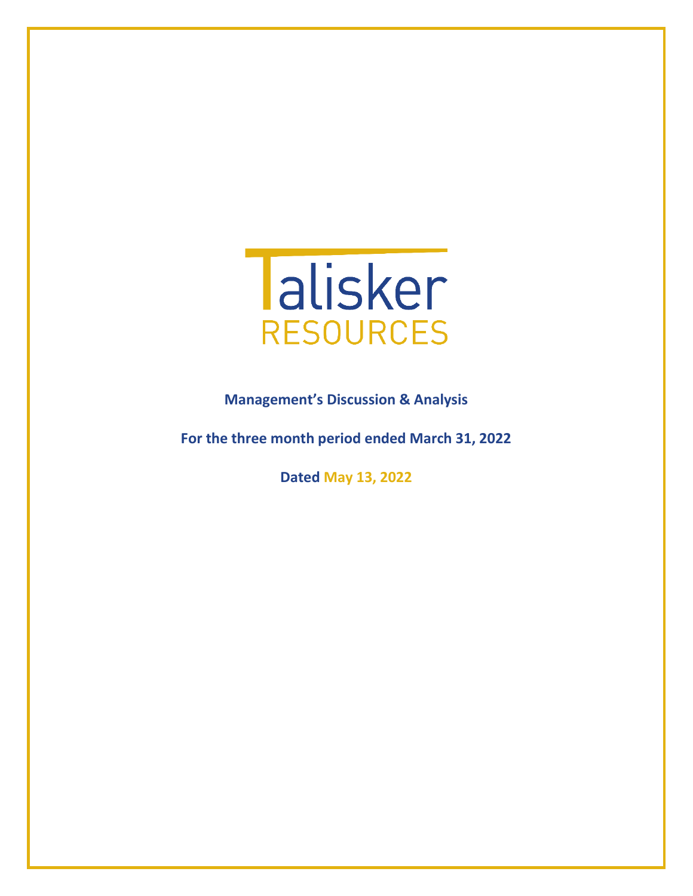# Talisker RESOURCES

**Management's Discussion & Analysis**

**For the three month period ended March 31, 2022**

**Dated May 13, 2022**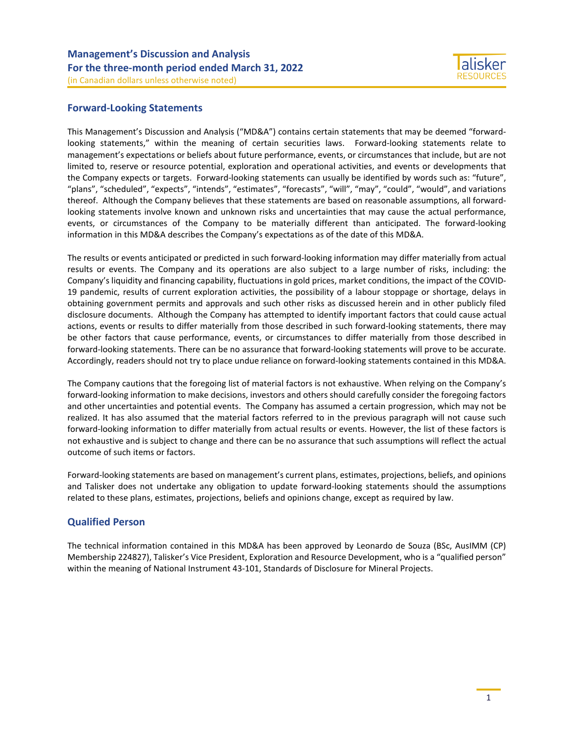## Forward-Looking Statements

This Management's Discussion and Analysis ("MD&A") contains certain statements that may be deemed "forward-looking statements," within the meaning of certain securities laws. Forward-looking statements relate to management's expectations or beliefs about future performance, events, or circumstances that include, but are not limited to, reserve or resource potential, exploration and operational activities, and events or developments that the Company expects or targets. Forward-looking statements can usually be identified by words such as: "future", "plans", "scheduled", "expects", "intends", "estimates", "forecasts", "will", "may", "could", "would", and variations thereof. Although the Company believes that these statements are based on reasonable assumptions, all forward-looking statements involve known and unknown risks and uncertainties that may cause the actual performance, events, or circumstances of the Company to be materially different than anticipated. The forward-looking information in this MD&A describes the Company's expectations as of the date of this MD&A.

The results or events anticipated or predicted in such forward-looking information may differ materially from actual results or events. The Company and its operations are also subject to a large number of risks, including: the Company's liquidity and financing capability, fluctuations in gold prices, market conditions, the impact of the COVID-19 pandemic, results of current exploration activities, the possibility of a labour stoppage or shortage, delays in obtaining government permits and approvals and such other risks as discussed herein and in other publicly filed disclosure documents. Although the Company has attempted to identify important factors that could cause actual actions, events or results to differ materially from those described in such forward-looking statements, there may be other factors that cause performance, events, or circumstances to differ materially from those described in forward-looking statements. There can be no assurance that forward-looking statements will prove to be accurate. Accordingly, readers should not try to place undue reliance on forward-looking statements contained in this MD&A.

The Company cautions that the foregoing list of material factors is not exhaustive. When relying on the Company's forward-looking information to make decisions, investors and others should carefully consider the foregoing factors and other uncertainties and potential events. The Company has assumed a certain progression, which may not be realized. It has also assumed that the material factors referred to in the previous paragraph will not cause such forward-looking information to differ materially from actual results or events. However, the list of these factors is not exhaustive and is subject to change and there can be no assurance that such assumptions will reflect the actual outcome of such items or factors.

Forward-looking statements are based on management's current plans, estimates, projections, beliefs, and opinions and Talisker does not undertake any obligation to update forward-looking statements should the assumptions related to these plans, estimates, projections, beliefs and opinions change, except as required by law.

## Qualified Person

The technical information contained in this MD&A has been approved by Leonardo de Souza (BSc, AusIMM (CP) Membership 224827), Talisker's Vice President, Exploration and Resource Development, who is a "qualified person" within the meaning of National Instrument 43-101, Standards of Disclosure for Mineral Projects.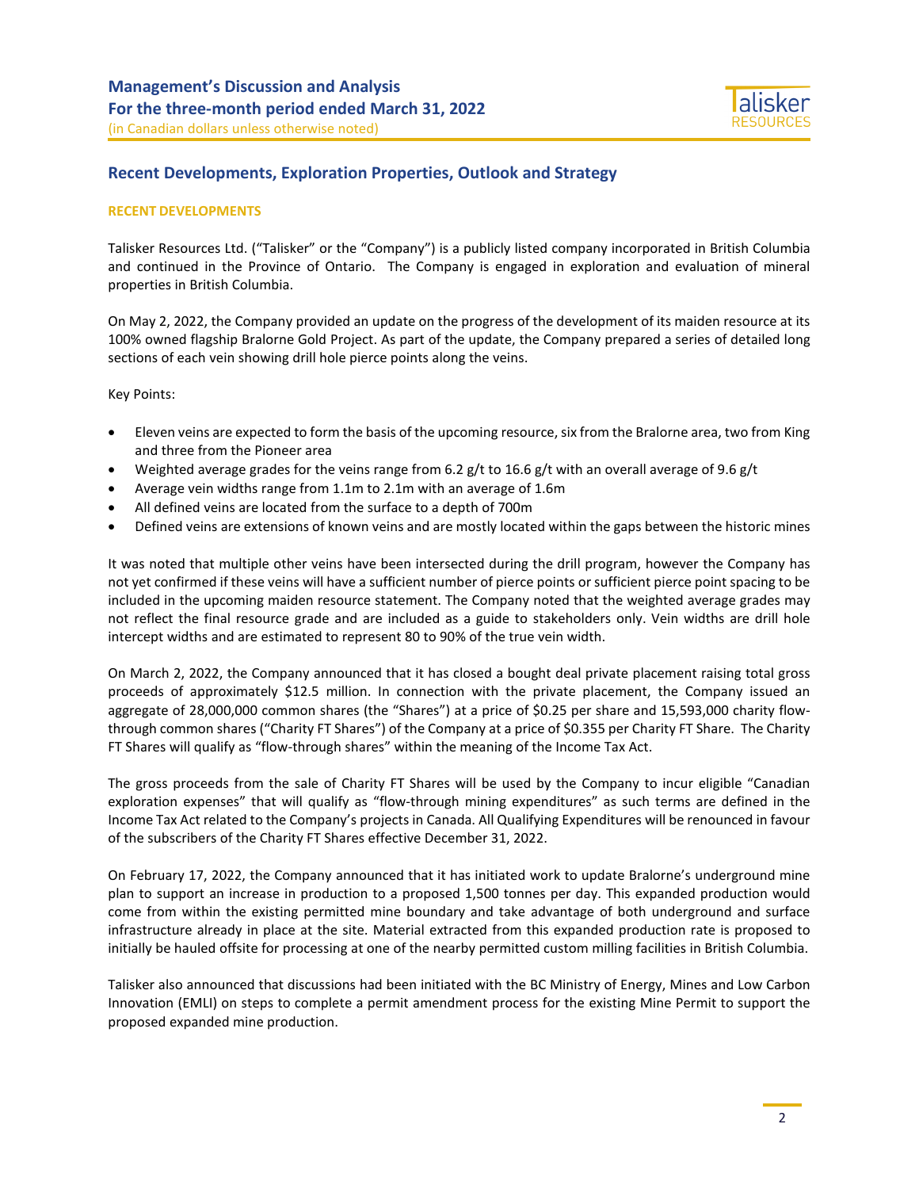## Recent Developments, Exploration Properties, Outlook and Strategy

### RECENT DEVELOPMENTS

Talisker Resources Ltd. ("Talisker" or the "Company") is a publicly listed company incorporated in British Columbia and continued in the Province of Ontario. The Company is engaged in exploration and evaluation of mineral properties in British Columbia.

On May 2, 2022, the Company provided an update on the progress of the development of its maiden resource at its 100% owned flagship Bralorne Gold Project. As part of the update, the Company prepared a series of detailed long sections of each vein showing drill hole pierce points along the veins.

Key Points:

- Eleven veins are expected to form the basis of the upcoming resource, six from the Bralorne area, two from King and three from the Pioneer area
- Weighted average grades for the veins range from 6.2 g/t to 16.6 g/t with an overall average of 9.6 g/t
- Average vein widths range from 1.1m to 2.1m with an average of 1.6m
- All defined veins are located from the surface to a depth of 700m
- Defined veins are extensions of known veins and are mostly located within the gaps between the historic mines

It was noted that multiple other veins have been intersected during the drill program, however the Company has not yet confirmed if these veins will have a sufficient number of pierce points or sufficient pierce point spacing to be included in the upcoming maiden resource statement. The Company noted that the weighted average grades may not reflect the final resource grade and are included as a guide to stakeholders only. Vein widths are drill hole intercept widths and are estimated to represent 80 to 90% of the true vein width.

On March 2, 2022, the Company announced that it has closed a bought deal private placement raising total gross proceeds of approximately $12.5 million. In connection with the private placement, the Company issued an aggregate of 28,000,000 common shares (the "Shares") at a price of $0.25 per share and 15,593,000 charity flow-through common shares ("Charity FT Shares") of the Company at a price of $0.355 per Charity FT Share. The Charity FT Shares will qualify as "flow-through shares" within the meaning of the Income Tax Act.

The gross proceeds from the sale of Charity FT Shares will be used by the Company to incur eligible "Canadian exploration expenses" that will qualify as "flow-through mining expenditures" as such terms are defined in the Income Tax Act related to the Company's projects in Canada. All Qualifying Expenditures will be renounced in favour of the subscribers of the Charity FT Shares effective December 31, 2022.

On February 17, 2022, the Company announced that it has initiated work to update Bralorne's underground mine plan to support an increase in production to a proposed 1,500 tonnes per day. This expanded production would come from within the existing permitted mine boundary and take advantage of both underground and surface infrastructure already in place at the site. Material extracted from this expanded production rate is proposed to initially be hauled offsite for processing at one of the nearby permitted custom milling facilities in British Columbia.

Talisker also announced that discussions had been initiated with the BC Ministry of Energy, Mines and Low Carbon Innovation (EMLI) on steps to complete a permit amendment process for the existing Mine Permit to support the proposed expanded mine production.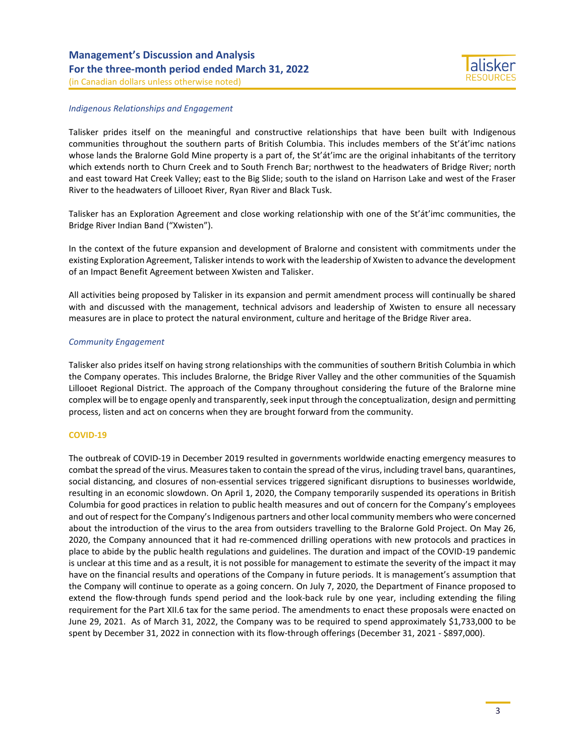*Indigenous Relationships and Engagement*

Talisker prides itself on the meaningful and constructive relationships that have been built with Indigenous communities throughout the southern parts of British Columbia. This includes members of the St'át'imc nations whose lands the Bralorne Gold Mine property is a part of, the St'át'imc are the original inhabitants of the territory which extends north to Churn Creek and to South French Bar; northwest to the headwaters of Bridge River; north and east toward Hat Creek Valley; east to the Big Slide; south to the island on Harrison Lake and west of the Fraser River to the headwaters of Lillooet River, Ryan River and Black Tusk.

Talisker has an Exploration Agreement and close working relationship with one of the St'át'imc communities, the Bridge River Indian Band ("Xwisten").

In the context of the future expansion and development of Bralorne and consistent with commitments under the existing Exploration Agreement, Talisker intends to work with the leadership of Xwisten to advance the development of an Impact Benefit Agreement between Xwisten and Talisker.

All activities being proposed by Talisker in its expansion and permit amendment process will continually be shared with and discussed with the management, technical advisors and leadership of Xwisten to ensure all necessary measures are in place to protect the natural environment, culture and heritage of the Bridge River area.

*Community Engagement*

Talisker also prides itself on having strong relationships with the communities of southern British Columbia in which the Company operates. This includes Bralorne, the Bridge River Valley and the other communities of the Squamish Lillooet Regional District. The approach of the Company throughout considering the future of the Bralorne mine complex will be to engage openly and transparently, seek input through the conceptualization, design and permitting process, listen and act on concerns when they are brought forward from the community.

## COVID-19

The outbreak of COVID-19 in December 2019 resulted in governments worldwide enacting emergency measures to combat the spread of the virus. Measures taken to contain the spread of the virus, including travel bans, quarantines, social distancing, and closures of non-essential services triggered significant disruptions to businesses worldwide, resulting in an economic slowdown. On April 1, 2020, the Company temporarily suspended its operations in British Columbia for good practices in relation to public health measures and out of concern for the Company's employees and out of respect for the Company's Indigenous partners and other local community members who were concerned about the introduction of the virus to the area from outsiders travelling to the Bralorne Gold Project. On May 26, 2020, the Company announced that it had re-commenced drilling operations with new protocols and practices in place to abide by the public health regulations and guidelines. The duration and impact of the COVID-19 pandemic is unclear at this time and as a result, it is not possible for management to estimate the severity of the impact it may have on the financial results and operations of the Company in future periods. It is management's assumption that the Company will continue to operate as a going concern. On July 7, 2020, the Department of Finance proposed to extend the flow-through funds spend period and the look-back rule by one year, including extending the filing requirement for the Part XII.6 tax for the same period. The amendments to enact these proposals were enacted on June 29, 2021. As of March 31, 2022, the Company was to be required to spend approximately $1,733,000 to be spent by December 31, 2022 in connection with its flow-through offerings (December 31, 2021 - $897,000).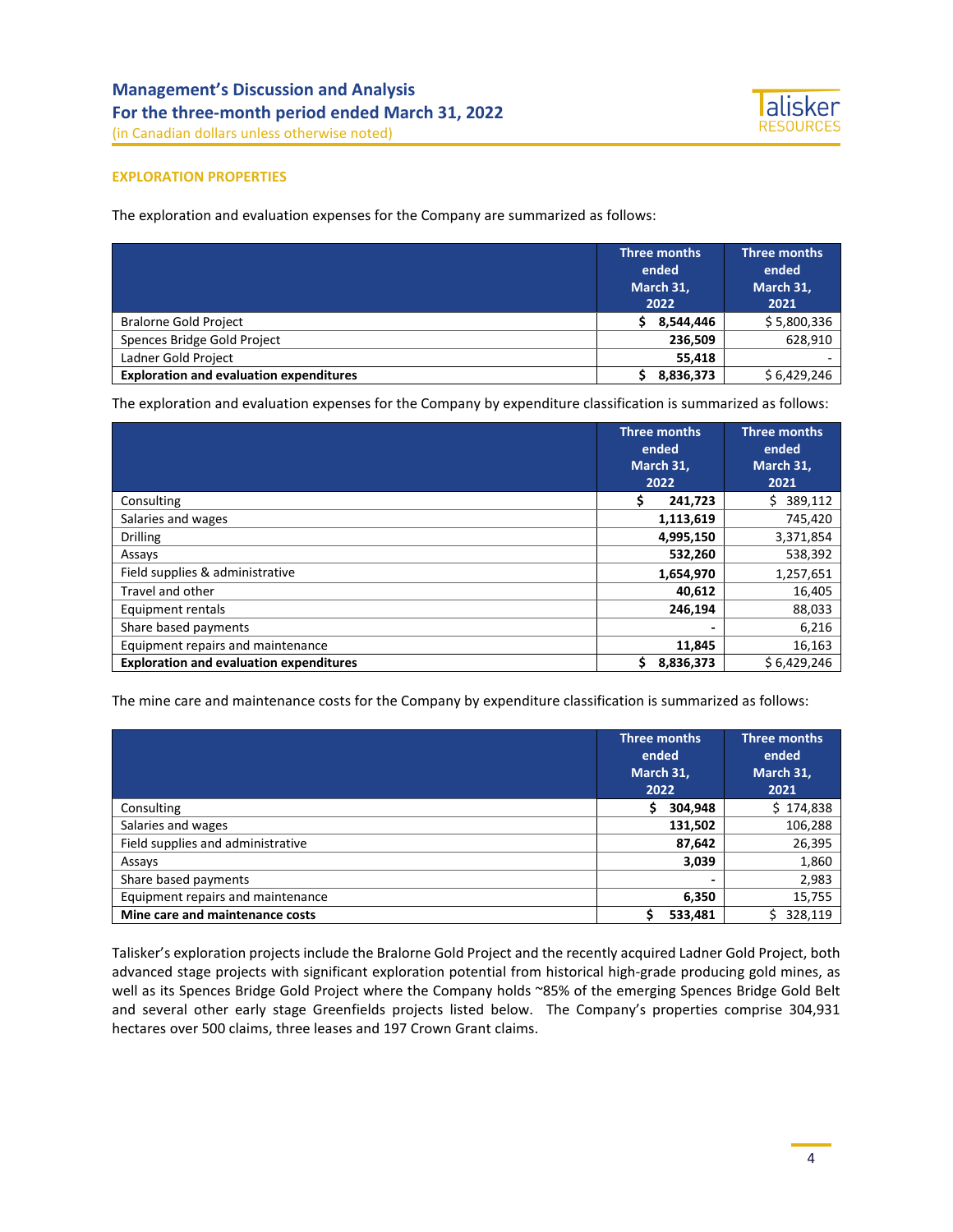## EXPLORATION PROPERTIES

The exploration and evaluation expenses for the Company are summarized as follows:

| | Three months ended March 31, 2022 | Three months ended March 31, 2021 |
|---|---|---|
| Bralorne Gold Project | **$ 8,544,446** | $ 5,800,336 |
| Spences Bridge Gold Project | **236,509** | 628,910 |
| Ladner Gold Project | **55,418** | - |
| **Exploration and evaluation expenditures** | **$ 8,836,373** | $ 6,429,246 |

The exploration and evaluation expenses for the Company by expenditure classification is summarized as follows:

| | Three months ended March 31, 2022 | Three months ended March 31, 2021 |
|---|---|---|
| Consulting | **$ 241,723** | $ 389,112 |
| Salaries and wages | **1,113,619** | 745,420 |
| Drilling | **4,995,150** | 3,371,854 |
| Assays | **532,260** | 538,392 |
| Field supplies & administrative | **1,654,970** | 1,257,651 |
| Travel and other | **40,612** | 16,405 |
| Equipment rentals | **246,194** | 88,033 |
| Share based payments | **-** | 6,216 |
| Equipment repairs and maintenance | **11,845** | 16,163 |
| **Exploration and evaluation expenditures** | **$ 8,836,373** | $ 6,429,246 |

The mine care and maintenance costs for the Company by expenditure classification is summarized as follows:

| | Three months ended March 31, 2022 | Three months ended March 31, 2021 |
|---|---|---|
| Consulting | **$ 304,948** | $ 174,838 |
| Salaries and wages | **131,502** | 106,288 |
| Field supplies and administrative | **87,642** | 26,395 |
| Assays | **3,039** | 1,860 |
| Share based payments | **-** | 2,983 |
| Equipment repairs and maintenance | **6,350** | 15,755 |
| **Mine care and maintenance costs** | **$ 533,481** | $ 328,119 |

Talisker's exploration projects include the Bralorne Gold Project and the recently acquired Ladner Gold Project, both advanced stage projects with significant exploration potential from historical high-grade producing gold mines, as well as its Spences Bridge Gold Project where the Company holds ~85% of the emerging Spences Bridge Gold Belt and several other early stage Greenfields projects listed below. The Company's properties comprise 304,931 hectares over 500 claims, three leases and 197 Crown Grant claims.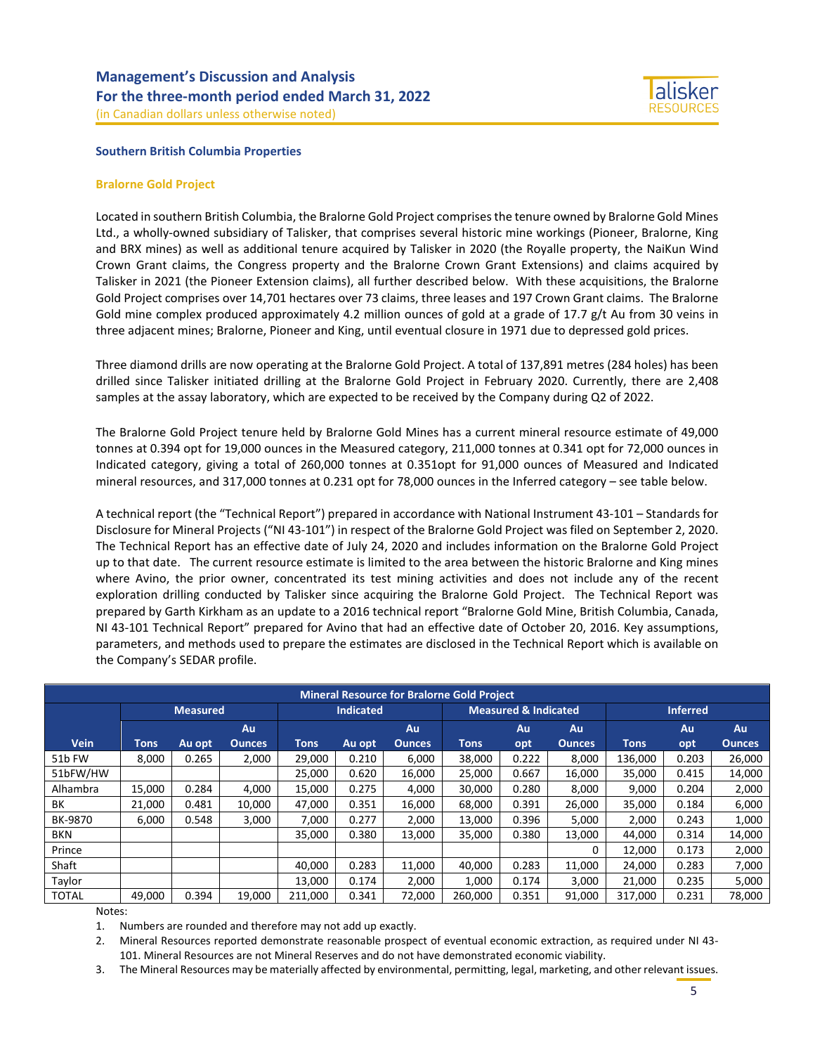### Southern British Columbia Properties

#### Bralorne Gold Project

Located in southern British Columbia, the Bralorne Gold Project comprises the tenure owned by Bralorne Gold Mines Ltd., a wholly-owned subsidiary of Talisker, that comprises several historic mine workings (Pioneer, Bralorne, King and BRX mines) as well as additional tenure acquired by Talisker in 2020 (the Royalle property, the NaiKun Wind Crown Grant claims, the Congress property and the Bralorne Crown Grant Extensions) and claims acquired by Talisker in 2021 (the Pioneer Extension claims), all further described below. With these acquisitions, the Bralorne Gold Project comprises over 14,701 hectares over 73 claims, three leases and 197 Crown Grant claims. The Bralorne Gold mine complex produced approximately 4.2 million ounces of gold at a grade of 17.7 g/t Au from 30 veins in three adjacent mines; Bralorne, Pioneer and King, until eventual closure in 1971 due to depressed gold prices.

Three diamond drills are now operating at the Bralorne Gold Project. A total of 137,891 metres (284 holes) has been drilled since Talisker initiated drilling at the Bralorne Gold Project in February 2020. Currently, there are 2,408 samples at the assay laboratory, which are expected to be received by the Company during Q2 of 2022.

The Bralorne Gold Project tenure held by Bralorne Gold Mines has a current mineral resource estimate of 49,000 tonnes at 0.394 opt for 19,000 ounces in the Measured category, 211,000 tonnes at 0.341 opt for 72,000 ounces in Indicated category, giving a total of 260,000 tonnes at 0.351opt for 91,000 ounces of Measured and Indicated mineral resources, and 317,000 tonnes at 0.231 opt for 78,000 ounces in the Inferred category – see table below.

A technical report (the "Technical Report") prepared in accordance with National Instrument 43-101 – Standards for Disclosure for Mineral Projects ("NI 43-101") in respect of the Bralorne Gold Project was filed on September 2, 2020. The Technical Report has an effective date of July 24, 2020 and includes information on the Bralorne Gold Project up to that date. The current resource estimate is limited to the area between the historic Bralorne and King mines where Avino, the prior owner, concentrated its test mining activities and does not include any of the recent exploration drilling conducted by Talisker since acquiring the Bralorne Gold Project. The Technical Report was prepared by Garth Kirkham as an update to a 2016 technical report "Bralorne Gold Mine, British Columbia, Canada, NI 43-101 Technical Report" prepared for Avino that had an effective date of October 20, 2016. Key assumptions, parameters, and methods used to prepare the estimates are disclosed in the Technical Report which is available on the Company's SEDAR profile.

| Mineral Resource for Bralorne Gold Project | | | | | | | | | | | | |
|---|---|---|---|---|---|---|---|---|---|---|---|---|
| | Measured | | | Indicated | | | Measured & Indicated | | | Inferred | | |
| Vein | Tons | Au opt | Au Ounces | Tons | Au opt | Au Ounces | Tons | Au opt | Au Ounces | Tons | Au opt | Au Ounces |
| 51b FW | 8,000 | 0.265 | 2,000 | 29,000 | 0.210 | 6,000 | 38,000 | 0.222 | 8,000 | 136,000 | 0.203 | 26,000 |
| 51bFW/HW | | | | 25,000 | 0.620 | 16,000 | 25,000 | 0.667 | 16,000 | 35,000 | 0.415 | 14,000 |
| Alhambra | 15,000 | 0.284 | 4,000 | 15,000 | 0.275 | 4,000 | 30,000 | 0.280 | 8,000 | 9,000 | 0.204 | 2,000 |
| BK | 21,000 | 0.481 | 10,000 | 47,000 | 0.351 | 16,000 | 68,000 | 0.391 | 26,000 | 35,000 | 0.184 | 6,000 |
| BK-9870 | 6,000 | 0.548 | 3,000 | 7,000 | 0.277 | 2,000 | 13,000 | 0.396 | 5,000 | 2,000 | 0.243 | 1,000 |
| BKN | | | | 35,000 | 0.380 | 13,000 | 35,000 | 0.380 | 13,000 | 44,000 | 0.314 | 14,000 |
| Prince | | | | | | | | | 0 | 12,000 | 0.173 | 2,000 |
| Shaft | | | | 40,000 | 0.283 | 11,000 | 40,000 | 0.283 | 11,000 | 24,000 | 0.283 | 7,000 |
| Taylor | | | | 13,000 | 0.174 | 2,000 | 1,000 | 0.174 | 3,000 | 21,000 | 0.235 | 5,000 |
| TOTAL | 49,000 | 0.394 | 19,000 | 211,000 | 0.341 | 72,000 | 260,000 | 0.351 | 91,000 | 317,000 | 0.231 | 78,000 |

Notes:

1. Numbers are rounded and therefore may not add up exactly.
2. Mineral Resources reported demonstrate reasonable prospect of eventual economic extraction, as required under NI 43-101. Mineral Resources are not Mineral Reserves and do not have demonstrated economic viability.
3. The Mineral Resources may be materially affected by environmental, permitting, legal, marketing, and other relevant issues.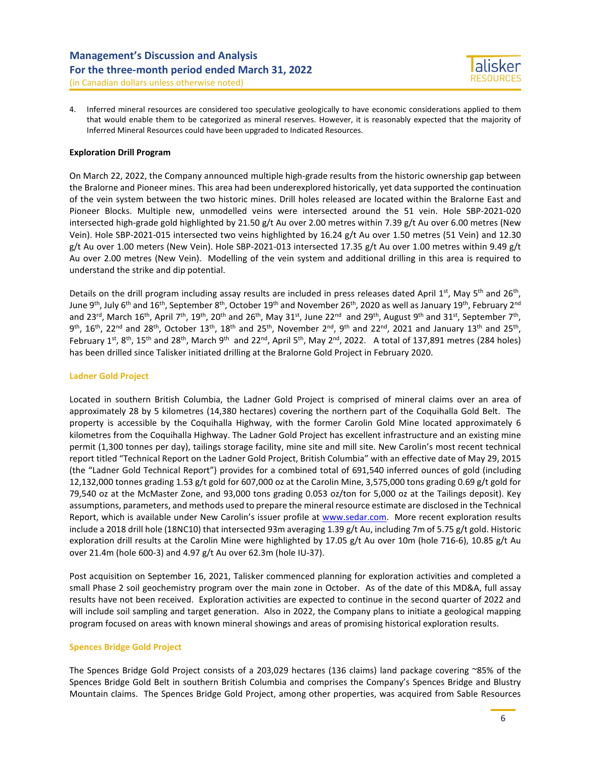4. Inferred mineral resources are considered too speculative geologically to have economic considerations applied to them that would enable them to be categorized as mineral reserves. However, it is reasonably expected that the majority of Inferred Mineral Resources could have been upgraded to Indicated Resources.

**Exploration Drill Program**

On March 22, 2022, the Company announced multiple high-grade results from the historic ownership gap between the Bralorne and Pioneer mines. This area had been underexplored historically, yet data supported the continuation of the vein system between the two historic mines. Drill holes released are located within the Bralorne East and Pioneer Blocks. Multiple new, unmodelled veins were intersected around the 51 vein. Hole SBP-2021-020 intersected high-grade gold highlighted by 21.50 g/t Au over 2.00 metres within 7.39 g/t Au over 6.00 metres (New Vein). Hole SBP-2021-015 intersected two veins highlighted by 16.24 g/t Au over 1.50 metres (51 Vein) and 12.30 g/t Au over 1.00 meters (New Vein). Hole SBP-2021-013 intersected 17.35 g/t Au over 1.00 metres within 9.49 g/t Au over 2.00 metres (New Vein). Modelling of the vein system and additional drilling in this area is required to understand the strike and dip potential.

Details on the drill program including assay results are included in press releases dated April 1st, May 5th and 26th, June 9th, July 6th and 16th, September 8th, October 19th and November 26th, 2020 as well as January 19th, February 2nd and 23rd, March 16th, April 7th, 19th, 20th and 26th, May 31st, June 22nd and 29th, August 9th and 31st, September 7th, 9th, 16th, 22nd and 28th, October 13th, 18th and 25th, November 2nd, 9th and 22nd, 2021 and January 13th and 25th, February 1st, 8th, 15th and 28th, March 9th and 22nd, April 5th, May 2nd, 2022. A total of 137,891 metres (284 holes) has been drilled since Talisker initiated drilling at the Bralorne Gold Project in February 2020.

## Ladner Gold Project

Located in southern British Columbia, the Ladner Gold Project is comprised of mineral claims over an area of approximately 28 by 5 kilometres (14,380 hectares) covering the northern part of the Coquihalla Gold Belt. The property is accessible by the Coquihalla Highway, with the former Carolin Gold Mine located approximately 6 kilometres from the Coquihalla Highway. The Ladner Gold Project has excellent infrastructure and an existing mine permit (1,300 tonnes per day), tailings storage facility, mine site and mill site. New Carolin's most recent technical report titled "Technical Report on the Ladner Gold Project, British Columbia" with an effective date of May 29, 2015 (the "Ladner Gold Technical Report") provides for a combined total of 691,540 inferred ounces of gold (including 12,132,000 tonnes grading 1.53 g/t gold for 607,000 oz at the Carolin Mine, 3,575,000 tons grading 0.69 g/t gold for 79,540 oz at the McMaster Zone, and 93,000 tons grading 0.053 oz/ton for 5,000 oz at the Tailings deposit). Key assumptions, parameters, and methods used to prepare the mineral resource estimate are disclosed in the Technical Report, which is available under New Carolin's issuer profile at www.sedar.com. More recent exploration results include a 2018 drill hole (18NC10) that intersected 93m averaging 1.39 g/t Au, including 7m of 5.75 g/t gold. Historic exploration drill results at the Carolin Mine were highlighted by 17.05 g/t Au over 10m (hole 716-6), 10.85 g/t Au over 21.4m (hole 600-3) and 4.97 g/t Au over 62.3m (hole IU-37).

Post acquisition on September 16, 2021, Talisker commenced planning for exploration activities and completed a small Phase 2 soil geochemistry program over the main zone in October. As of the date of this MD&A, full assay results have not been received. Exploration activities are expected to continue in the second quarter of 2022 and will include soil sampling and target generation. Also in 2022, the Company plans to initiate a geological mapping program focused on areas with known mineral showings and areas of promising historical exploration results.

## Spences Bridge Gold Project

The Spences Bridge Gold Project consists of a 203,029 hectares (136 claims) land package covering ~85% of the Spences Bridge Gold Belt in southern British Columbia and comprises the Company's Spences Bridge and Blustry Mountain claims. The Spences Bridge Gold Project, among other properties, was acquired from Sable Resources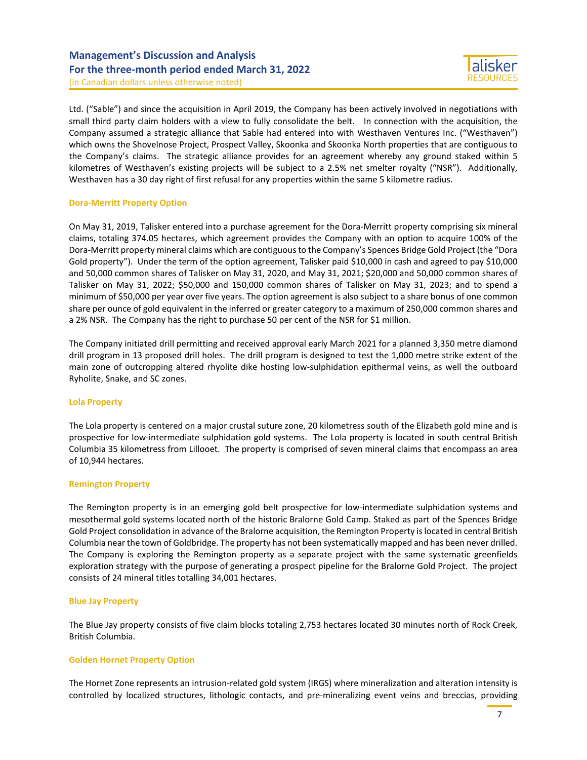Ltd. ("Sable") and since the acquisition in April 2019, the Company has been actively involved in negotiations with small third party claim holders with a view to fully consolidate the belt. In connection with the acquisition, the Company assumed a strategic alliance that Sable had entered into with Westhaven Ventures Inc. ("Westhaven") which owns the Shovelnose Project, Prospect Valley, Skoonka and Skoonka North properties that are contiguous to the Company's claims. The strategic alliance provides for an agreement whereby any ground staked within 5 kilometres of Westhaven's existing projects will be subject to a 2.5% net smelter royalty ("NSR"). Additionally, Westhaven has a 30 day right of first refusal for any properties within the same 5 kilometre radius.

### Dora-Merritt Property Option

On May 31, 2019, Talisker entered into a purchase agreement for the Dora-Merritt property comprising six mineral claims, totaling 374.05 hectares, which agreement provides the Company with an option to acquire 100% of the Dora-Merritt property mineral claims which are contiguous to the Company's Spences Bridge Gold Project (the "Dora Gold property"). Under the term of the option agreement, Talisker paid $10,000 in cash and agreed to pay $10,000 and 50,000 common shares of Talisker on May 31, 2020, and May 31, 2021; $20,000 and 50,000 common shares of Talisker on May 31, 2022; $50,000 and 150,000 common shares of Talisker on May 31, 2023; and to spend a minimum of $50,000 per year over five years. The option agreement is also subject to a share bonus of one common share per ounce of gold equivalent in the inferred or greater category to a maximum of 250,000 common shares and a 2% NSR. The Company has the right to purchase 50 per cent of the NSR for $1 million.

The Company initiated drill permitting and received approval early March 2021 for a planned 3,350 metre diamond drill program in 13 proposed drill holes. The drill program is designed to test the 1,000 metre strike extent of the main zone of outcropping altered rhyolite dike hosting low-sulphidation epithermal veins, as well the outboard Ryholite, Snake, and SC zones.

### Lola Property

The Lola property is centered on a major crustal suture zone, 20 kilometress south of the Elizabeth gold mine and is prospective for low-intermediate sulphidation gold systems. The Lola property is located in south central British Columbia 35 kilometress from Lillooet. The property is comprised of seven mineral claims that encompass an area of 10,944 hectares.

### Remington Property

The Remington property is in an emerging gold belt prospective for low-intermediate sulphidation systems and mesothermal gold systems located north of the historic Bralorne Gold Camp. Staked as part of the Spences Bridge Gold Project consolidation in advance of the Bralorne acquisition, the Remington Property is located in central British Columbia near the town of Goldbridge. The property has not been systematically mapped and has been never drilled. The Company is exploring the Remington property as a separate project with the same systematic greenfields exploration strategy with the purpose of generating a prospect pipeline for the Bralorne Gold Project. The project consists of 24 mineral titles totalling 34,001 hectares.

### Blue Jay Property

The Blue Jay property consists of five claim blocks totaling 2,753 hectares located 30 minutes north of Rock Creek, British Columbia.

### Golden Hornet Property Option

The Hornet Zone represents an intrusion-related gold system (IRGS) where mineralization and alteration intensity is controlled by localized structures, lithologic contacts, and pre-mineralizing event veins and breccias, providing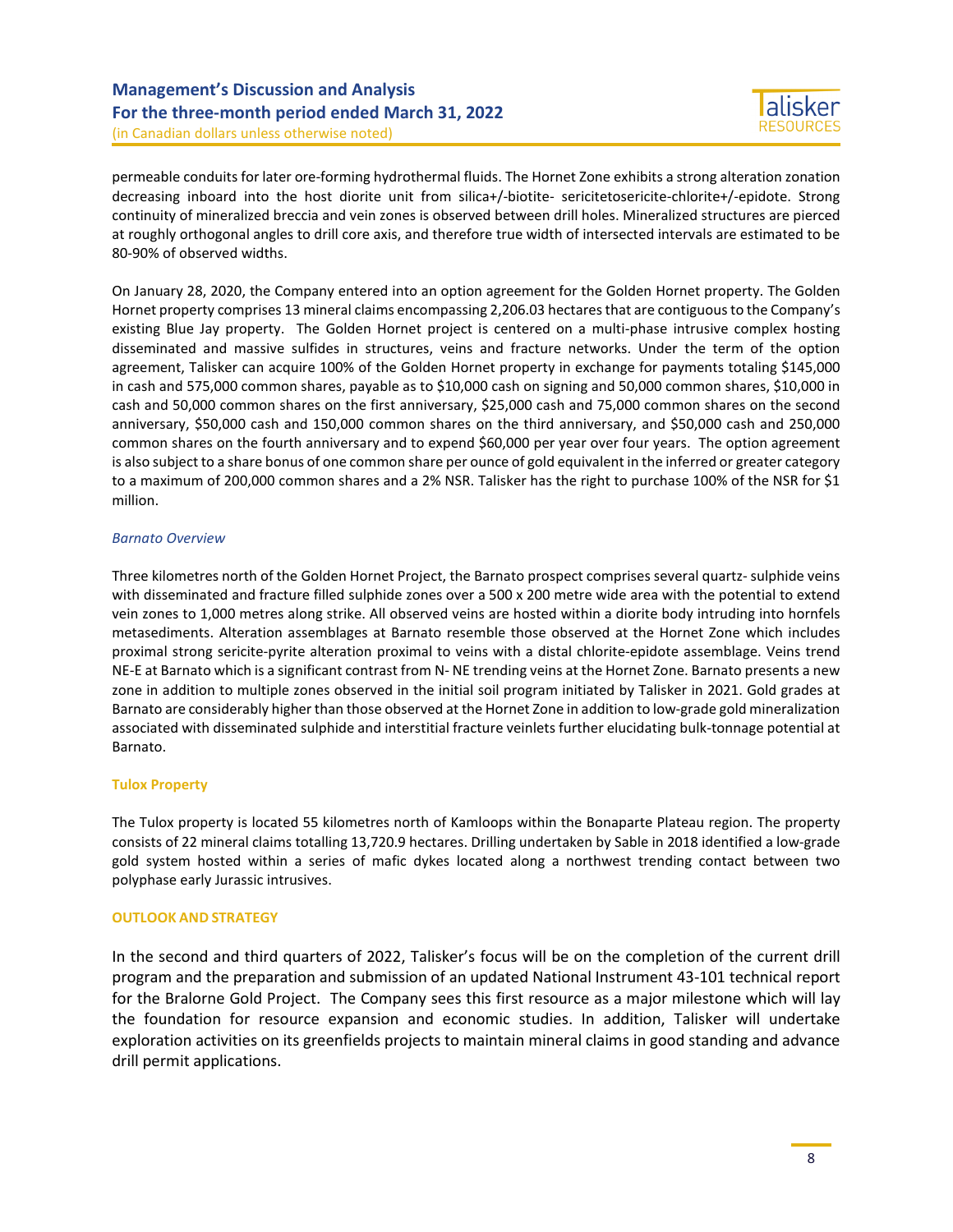permeable conduits for later ore-forming hydrothermal fluids. The Hornet Zone exhibits a strong alteration zonation decreasing inboard into the host diorite unit from silica+/-biotite- sericitetosericite-chlorite+/-epidote. Strong continuity of mineralized breccia and vein zones is observed between drill holes. Mineralized structures are pierced at roughly orthogonal angles to drill core axis, and therefore true width of intersected intervals are estimated to be 80-90% of observed widths.

On January 28, 2020, the Company entered into an option agreement for the Golden Hornet property. The Golden Hornet property comprises 13 mineral claims encompassing 2,206.03 hectares that are contiguous to the Company's existing Blue Jay property. The Golden Hornet project is centered on a multi-phase intrusive complex hosting disseminated and massive sulfides in structures, veins and fracture networks. Under the term of the option agreement, Talisker can acquire 100% of the Golden Hornet property in exchange for payments totaling $145,000 in cash and 575,000 common shares, payable as to $10,000 cash on signing and 50,000 common shares, $10,000 in cash and 50,000 common shares on the first anniversary, $25,000 cash and 75,000 common shares on the second anniversary, $50,000 cash and 150,000 common shares on the third anniversary, and $50,000 cash and 250,000 common shares on the fourth anniversary and to expend $60,000 per year over four years. The option agreement is also subject to a share bonus of one common share per ounce of gold equivalent in the inferred or greater category to a maximum of 200,000 common shares and a 2% NSR. Talisker has the right to purchase 100% of the NSR for $1 million.

*Barnato Overview*

Three kilometres north of the Golden Hornet Project, the Barnato prospect comprises several quartz- sulphide veins with disseminated and fracture filled sulphide zones over a 500 x 200 metre wide area with the potential to extend vein zones to 1,000 metres along strike. All observed veins are hosted within a diorite body intruding into hornfels metasediments. Alteration assemblages at Barnato resemble those observed at the Hornet Zone which includes proximal strong sericite-pyrite alteration proximal to veins with a distal chlorite-epidote assemblage. Veins trend NE-E at Barnato which is a significant contrast from N- NE trending veins at the Hornet Zone. Barnato presents a new zone in addition to multiple zones observed in the initial soil program initiated by Talisker in 2021. Gold grades at Barnato are considerably higher than those observed at the Hornet Zone in addition to low-grade gold mineralization associated with disseminated sulphide and interstitial fracture veinlets further elucidating bulk-tonnage potential at Barnato.

**Tulox Property**

The Tulox property is located 55 kilometres north of Kamloops within the Bonaparte Plateau region. The property consists of 22 mineral claims totalling 13,720.9 hectares. Drilling undertaken by Sable in 2018 identified a low-grade gold system hosted within a series of mafic dykes located along a northwest trending contact between two polyphase early Jurassic intrusives.

**OUTLOOK AND STRATEGY**

In the second and third quarters of 2022, Talisker's focus will be on the completion of the current drill program and the preparation and submission of an updated National Instrument 43-101 technical report for the Bralorne Gold Project. The Company sees this first resource as a major milestone which will lay the foundation for resource expansion and economic studies. In addition, Talisker will undertake exploration activities on its greenfields projects to maintain mineral claims in good standing and advance drill permit applications.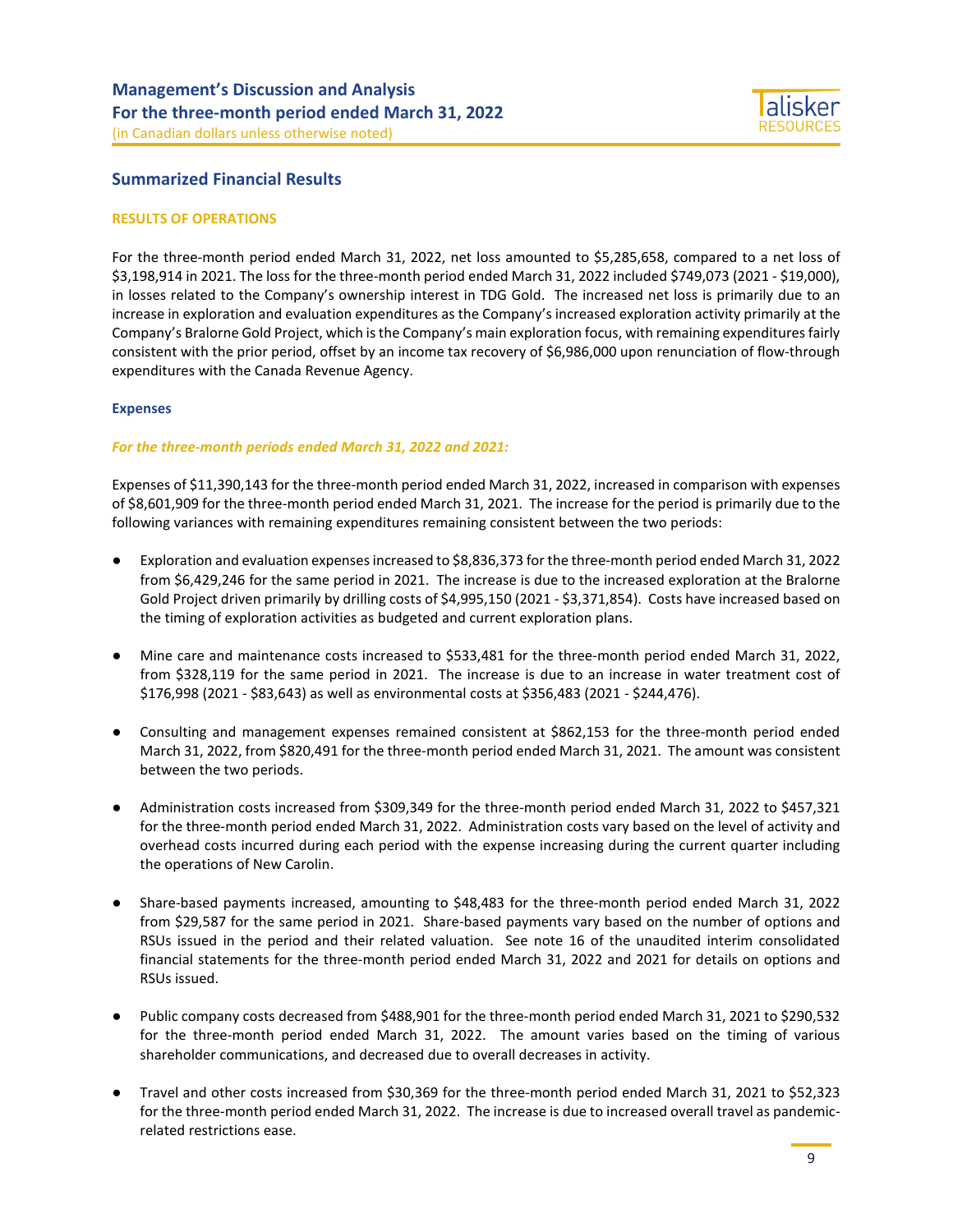## Summarized Financial Results

### RESULTS OF OPERATIONS

For the three-month period ended March 31, 2022, net loss amounted to $5,285,658, compared to a net loss of $3,198,914 in 2021. The loss for the three-month period ended March 31, 2022 included $749,073 (2021 - $19,000), in losses related to the Company's ownership interest in TDG Gold. The increased net loss is primarily due to an increase in exploration and evaluation expenditures as the Company's increased exploration activity primarily at the Company's Bralorne Gold Project, which is the Company's main exploration focus, with remaining expenditures fairly consistent with the prior period, offset by an income tax recovery of $6,986,000 upon renunciation of flow-through expenditures with the Canada Revenue Agency.

### Expenses

***For the three-month periods ended March 31, 2022 and 2021:***

Expenses of $11,390,143 for the three-month period ended March 31, 2022, increased in comparison with expenses of $8,601,909 for the three-month period ended March 31, 2021. The increase for the period is primarily due to the following variances with remaining expenditures remaining consistent between the two periods:

- Exploration and evaluation expenses increased to $8,836,373 for the three-month period ended March 31, 2022 from $6,429,246 for the same period in 2021. The increase is due to the increased exploration at the Bralorne Gold Project driven primarily by drilling costs of $4,995,150 (2021 - $3,371,854). Costs have increased based on the timing of exploration activities as budgeted and current exploration plans.

- Mine care and maintenance costs increased to $533,481 for the three-month period ended March 31, 2022, from $328,119 for the same period in 2021. The increase is due to an increase in water treatment cost of $176,998 (2021 - $83,643) as well as environmental costs at $356,483 (2021 - $244,476).

- Consulting and management expenses remained consistent at $862,153 for the three-month period ended March 31, 2022, from $820,491 for the three-month period ended March 31, 2021. The amount was consistent between the two periods.

- Administration costs increased from $309,349 for the three-month period ended March 31, 2022 to $457,321 for the three-month period ended March 31, 2022. Administration costs vary based on the level of activity and overhead costs incurred during each period with the expense increasing during the current quarter including the operations of New Carolin.

- Share-based payments increased, amounting to $48,483 for the three-month period ended March 31, 2022 from $29,587 for the same period in 2021. Share-based payments vary based on the number of options and RSUs issued in the period and their related valuation. See note 16 of the unaudited interim consolidated financial statements for the three-month period ended March 31, 2022 and 2021 for details on options and RSUs issued.

- Public company costs decreased from $488,901 for the three-month period ended March 31, 2021 to $290,532 for the three-month period ended March 31, 2022. The amount varies based on the timing of various shareholder communications, and decreased due to overall decreases in activity.

- Travel and other costs increased from $30,369 for the three-month period ended March 31, 2021 to $52,323 for the three-month period ended March 31, 2022. The increase is due to increased overall travel as pandemic-related restrictions ease.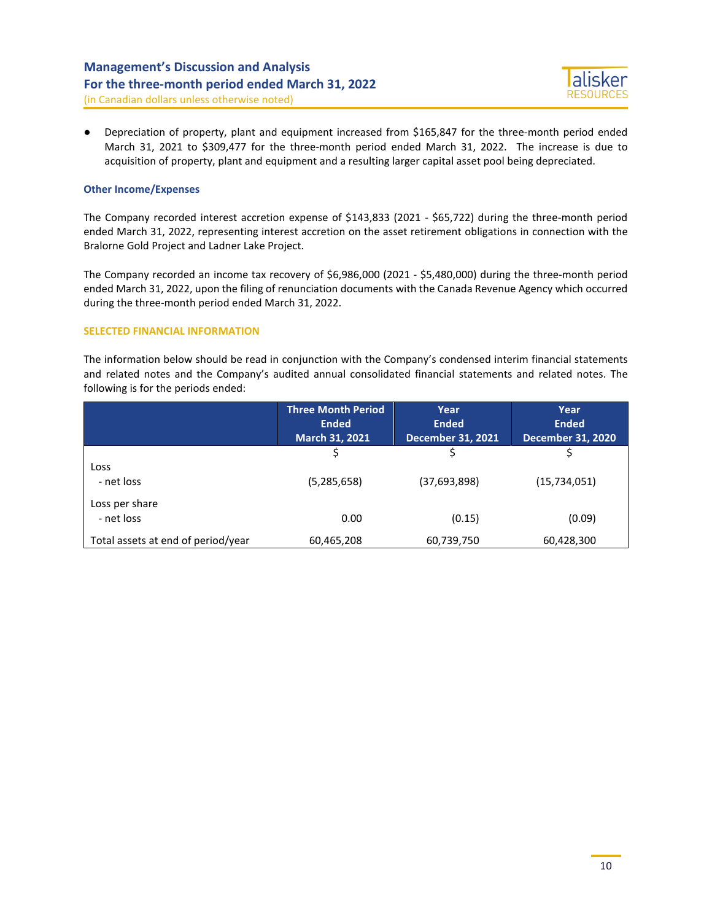- Depreciation of property, plant and equipment increased from $165,847 for the three-month period ended March 31, 2021 to $309,477 for the three-month period ended March 31, 2022. The increase is due to acquisition of property, plant and equipment and a resulting larger capital asset pool being depreciated.

### Other Income/Expenses

The Company recorded interest accretion expense of $143,833 (2021 - $65,722) during the three-month period ended March 31, 2022, representing interest accretion on the asset retirement obligations in connection with the Bralorne Gold Project and Ladner Lake Project.

The Company recorded an income tax recovery of $6,986,000 (2021 - $5,480,000) during the three-month period ended March 31, 2022, upon the filing of renunciation documents with the Canada Revenue Agency which occurred during the three-month period ended March 31, 2022.

## SELECTED FINANCIAL INFORMATION

The information below should be read in conjunction with the Company's condensed interim financial statements and related notes and the Company's audited annual consolidated financial statements and related notes. The following is for the periods ended:

| | Three Month Period Ended March 31, 2021 | Year Ended December 31, 2021 | Year Ended December 31, 2020 |
|---|---|---|---|
| | $ | $ | $ |
| Loss | | | |
| - net loss | (5,285,658) | (37,693,898) | (15,734,051) |
| Loss per share | | | |
| - net loss | 0.00 | (0.15) | (0.09) |
| Total assets at end of period/year | 60,465,208 | 60,739,750 | 60,428,300 |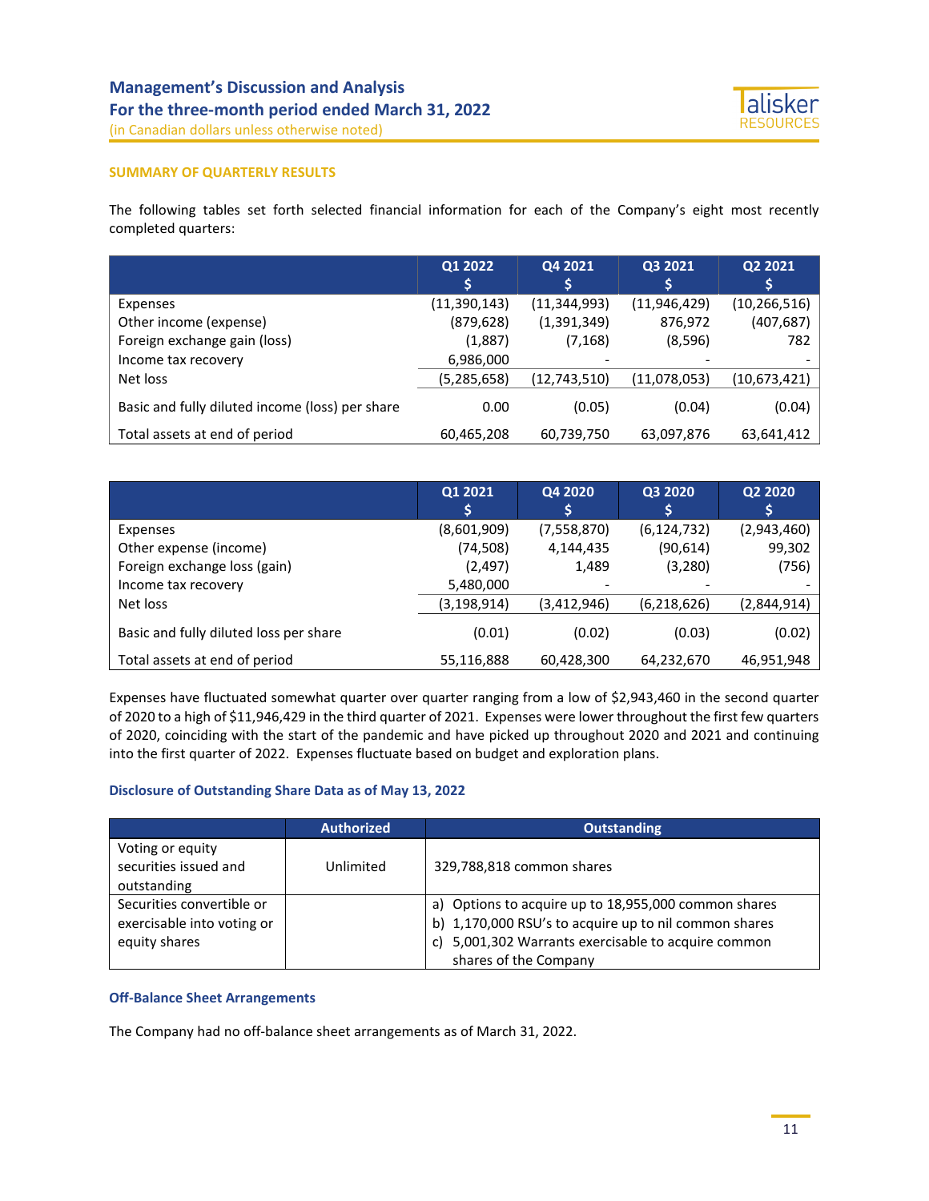## SUMMARY OF QUARTERLY RESULTS

The following tables set forth selected financial information for each of the Company's eight most recently completed quarters:

| | Q1 2022<br>$ | Q4 2021<br>$ | Q3 2021<br>$ | Q2 2021<br>$ |
|---|---|---|---|---|
| Expenses | (11,390,143) | (11,344,993) | (11,946,429) | (10,266,516) |
| Other income (expense) | (879,628) | (1,391,349) | 876,972 | (407,687) |
| Foreign exchange gain (loss) | (1,887) | (7,168) | (8,596) | 782 |
| Income tax recovery | 6,986,000 | - | - | - |
| Net loss | (5,285,658) | (12,743,510) | (11,078,053) | (10,673,421) |
| Basic and fully diluted income (loss) per share | 0.00 | (0.05) | (0.04) | (0.04) |
| Total assets at end of period | 60,465,208 | 60,739,750 | 63,097,876 | 63,641,412 |

| | Q1 2021<br>$ | Q4 2020<br>$ | Q3 2020<br>$ | Q2 2020<br>$ |
|---|---|---|---|---|
| Expenses | (8,601,909) | (7,558,870) | (6,124,732) | (2,943,460) |
| Other expense (income) | (74,508) | 4,144,435 | (90,614) | 99,302 |
| Foreign exchange loss (gain) | (2,497) | 1,489 | (3,280) | (756) |
| Income tax recovery | 5,480,000 | - | - | - |
| Net loss | (3,198,914) | (3,412,946) | (6,218,626) | (2,844,914) |
| Basic and fully diluted loss per share | (0.01) | (0.02) | (0.03) | (0.02) |
| Total assets at end of period | 55,116,888 | 60,428,300 | 64,232,670 | 46,951,948 |

Expenses have fluctuated somewhat quarter over quarter ranging from a low of $2,943,460 in the second quarter of 2020 to a high of $11,946,429 in the third quarter of 2021. Expenses were lower throughout the first few quarters of 2020, coinciding with the start of the pandemic and have picked up throughout 2020 and 2021 and continuing into the first quarter of 2022. Expenses fluctuate based on budget and exploration plans.

### Disclosure of Outstanding Share Data as of May 13, 2022

| | Authorized | Outstanding |
|---|---|---|
| Voting or equity securities issued and outstanding | Unlimited | 329,788,818 common shares |
| Securities convertible or exercisable into voting or equity shares | | a) Options to acquire up to 18,955,000 common shares<br>b) 1,170,000 RSU's to acquire up to nil common shares<br>c) 5,001,302 Warrants exercisable to acquire common shares of the Company |

### Off-Balance Sheet Arrangements

The Company had no off-balance sheet arrangements as of March 31, 2022.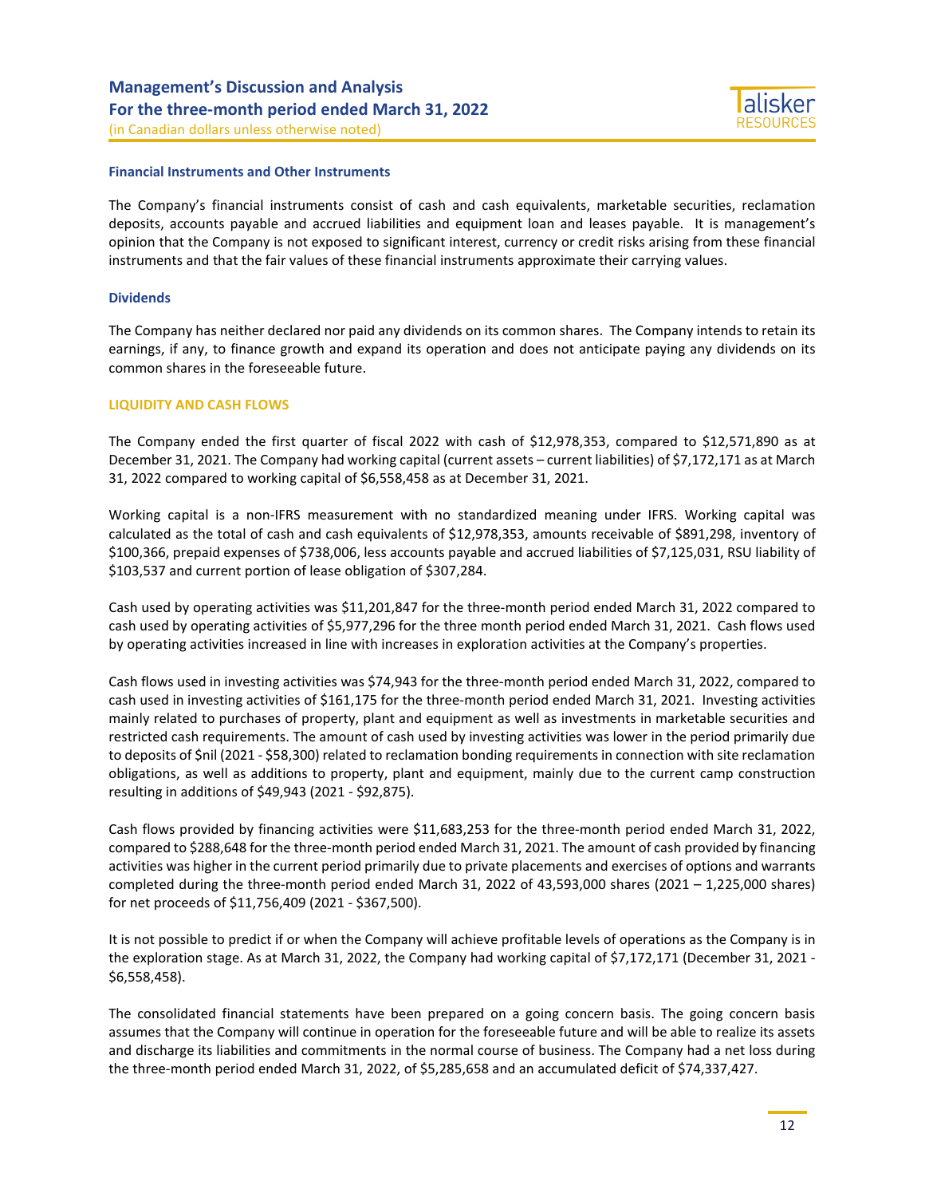### Financial Instruments and Other Instruments

The Company's financial instruments consist of cash and cash equivalents, marketable securities, reclamation deposits, accounts payable and accrued liabilities and equipment loan and leases payable. It is management's opinion that the Company is not exposed to significant interest, currency or credit risks arising from these financial instruments and that the fair values of these financial instruments approximate their carrying values.

### Dividends

The Company has neither declared nor paid any dividends on its common shares. The Company intends to retain its earnings, if any, to finance growth and expand its operation and does not anticipate paying any dividends on its common shares in the foreseeable future.

## LIQUIDITY AND CASH FLOWS

The Company ended the first quarter of fiscal 2022 with cash of $12,978,353, compared to $12,571,890 as at December 31, 2021. The Company had working capital (current assets – current liabilities) of $7,172,171 as at March 31, 2022 compared to working capital of $6,558,458 as at December 31, 2021.

Working capital is a non-IFRS measurement with no standardized meaning under IFRS. Working capital was calculated as the total of cash and cash equivalents of $12,978,353, amounts receivable of $891,298, inventory of $100,366, prepaid expenses of $738,006, less accounts payable and accrued liabilities of $7,125,031, RSU liability of $103,537 and current portion of lease obligation of $307,284.

Cash used by operating activities was $11,201,847 for the three-month period ended March 31, 2022 compared to cash used by operating activities of $5,977,296 for the three month period ended March 31, 2021. Cash flows used by operating activities increased in line with increases in exploration activities at the Company's properties.

Cash flows used in investing activities was $74,943 for the three-month period ended March 31, 2022, compared to cash used in investing activities of $161,175 for the three-month period ended March 31, 2021. Investing activities mainly related to purchases of property, plant and equipment as well as investments in marketable securities and restricted cash requirements. The amount of cash used by investing activities was lower in the period primarily due to deposits of $nil (2021 - $58,300) related to reclamation bonding requirements in connection with site reclamation obligations, as well as additions to property, plant and equipment, mainly due to the current camp construction resulting in additions of $49,943 (2021 - $92,875).

Cash flows provided by financing activities were $11,683,253 for the three-month period ended March 31, 2022, compared to $288,648 for the three-month period ended March 31, 2021. The amount of cash provided by financing activities was higher in the current period primarily due to private placements and exercises of options and warrants completed during the three-month period ended March 31, 2022 of 43,593,000 shares (2021 – 1,225,000 shares) for net proceeds of $11,756,409 (2021 - $367,500).

It is not possible to predict if or when the Company will achieve profitable levels of operations as the Company is in the exploration stage. As at March 31, 2022, the Company had working capital of $7,172,171 (December 31, 2021 - $6,558,458).

The consolidated financial statements have been prepared on a going concern basis. The going concern basis assumes that the Company will continue in operation for the foreseeable future and will be able to realize its assets and discharge its liabilities and commitments in the normal course of business. The Company had a net loss during the three-month period ended March 31, 2022, of $5,285,658 and an accumulated deficit of $74,337,427.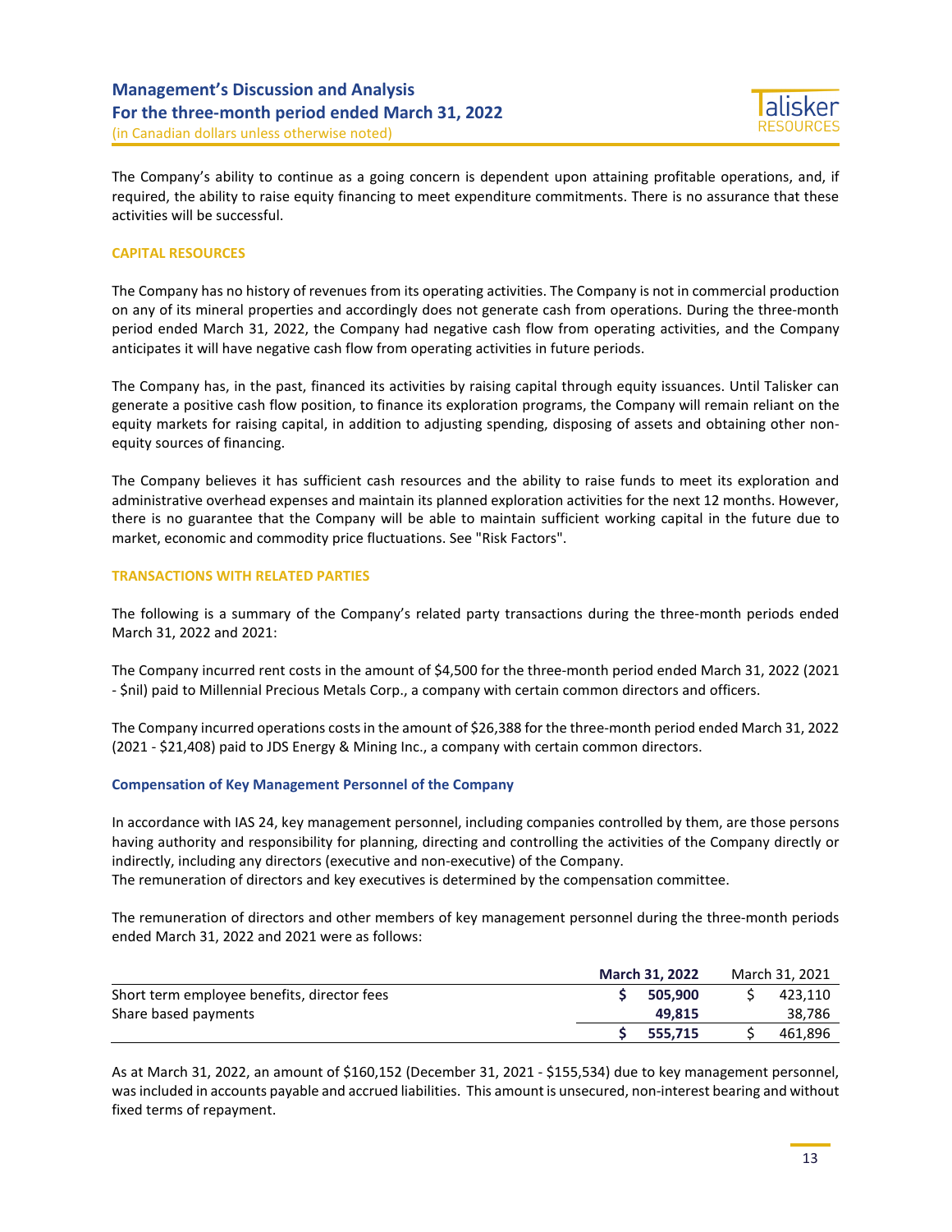The Company's ability to continue as a going concern is dependent upon attaining profitable operations, and, if required, the ability to raise equity financing to meet expenditure commitments. There is no assurance that these activities will be successful.

## CAPITAL RESOURCES

The Company has no history of revenues from its operating activities. The Company is not in commercial production on any of its mineral properties and accordingly does not generate cash from operations. During the three-month period ended March 31, 2022, the Company had negative cash flow from operating activities, and the Company anticipates it will have negative cash flow from operating activities in future periods.

The Company has, in the past, financed its activities by raising capital through equity issuances. Until Talisker can generate a positive cash flow position, to finance its exploration programs, the Company will remain reliant on the equity markets for raising capital, in addition to adjusting spending, disposing of assets and obtaining other non-equity sources of financing.

The Company believes it has sufficient cash resources and the ability to raise funds to meet its exploration and administrative overhead expenses and maintain its planned exploration activities for the next 12 months. However, there is no guarantee that the Company will be able to maintain sufficient working capital in the future due to market, economic and commodity price fluctuations. See "Risk Factors".

## TRANSACTIONS WITH RELATED PARTIES

The following is a summary of the Company's related party transactions during the three-month periods ended March 31, 2022 and 2021:

The Company incurred rent costs in the amount of $4,500 for the three-month period ended March 31, 2022 (2021 - $nil) paid to Millennial Precious Metals Corp., a company with certain common directors and officers.

The Company incurred operations costs in the amount of $26,388 for the three-month period ended March 31, 2022 (2021 - $21,408) paid to JDS Energy & Mining Inc., a company with certain common directors.

### Compensation of Key Management Personnel of the Company

In accordance with IAS 24, key management personnel, including companies controlled by them, are those persons having authority and responsibility for planning, directing and controlling the activities of the Company directly or indirectly, including any directors (executive and non-executive) of the Company.
The remuneration of directors and key executives is determined by the compensation committee.

The remuneration of directors and other members of key management personnel during the three-month periods ended March 31, 2022 and 2021 were as follows:

| | **March 31, 2022** | March 31, 2021 |
|---|---|---|
| Short term employee benefits, director fees | **$ 505,900** | $ 423,110 |
| Share based payments | **49,815** | 38,786 |
| | **$ 555,715** | $ 461,896 |

As at March 31, 2022, an amount of $160,152 (December 31, 2021 - $155,534) due to key management personnel, was included in accounts payable and accrued liabilities. This amount is unsecured, non-interest bearing and without fixed terms of repayment.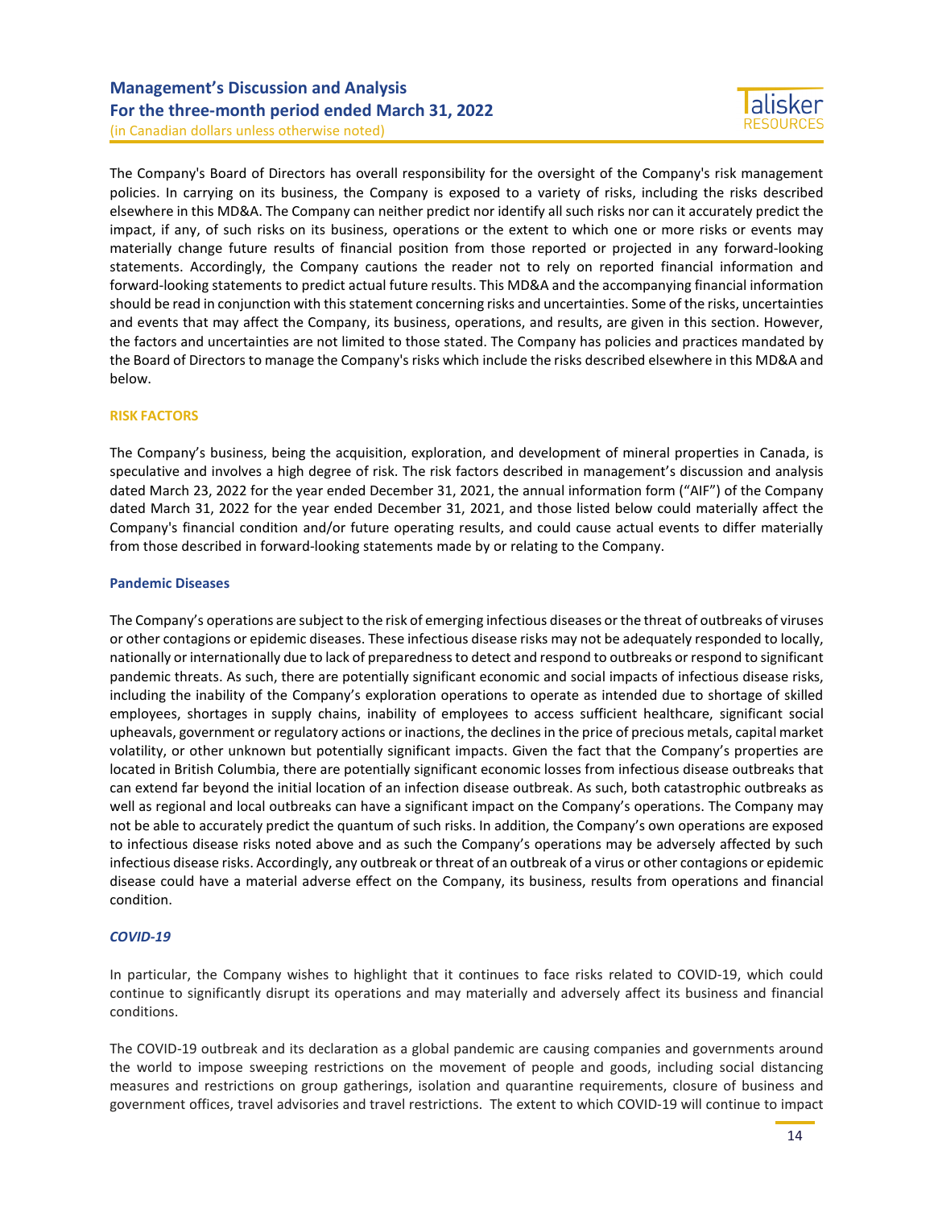The Company's Board of Directors has overall responsibility for the oversight of the Company's risk management policies. In carrying on its business, the Company is exposed to a variety of risks, including the risks described elsewhere in this MD&A. The Company can neither predict nor identify all such risks nor can it accurately predict the impact, if any, of such risks on its business, operations or the extent to which one or more risks or events may materially change future results of financial position from those reported or projected in any forward-looking statements. Accordingly, the Company cautions the reader not to rely on reported financial information and forward-looking statements to predict actual future results. This MD&A and the accompanying financial information should be read in conjunction with this statement concerning risks and uncertainties. Some of the risks, uncertainties and events that may affect the Company, its business, operations, and results, are given in this section. However, the factors and uncertainties are not limited to those stated. The Company has policies and practices mandated by the Board of Directors to manage the Company's risks which include the risks described elsewhere in this MD&A and below.

## RISK FACTORS

The Company's business, being the acquisition, exploration, and development of mineral properties in Canada, is speculative and involves a high degree of risk. The risk factors described in management's discussion and analysis dated March 23, 2022 for the year ended December 31, 2021, the annual information form ("AIF") of the Company dated March 31, 2022 for the year ended December 31, 2021, and those listed below could materially affect the Company's financial condition and/or future operating results, and could cause actual events to differ materially from those described in forward-looking statements made by or relating to the Company.

### Pandemic Diseases

The Company's operations are subject to the risk of emerging infectious diseases or the threat of outbreaks of viruses or other contagions or epidemic diseases. These infectious disease risks may not be adequately responded to locally, nationally or internationally due to lack of preparedness to detect and respond to outbreaks or respond to significant pandemic threats. As such, there are potentially significant economic and social impacts of infectious disease risks, including the inability of the Company's exploration operations to operate as intended due to shortage of skilled employees, shortages in supply chains, inability of employees to access sufficient healthcare, significant social upheavals, government or regulatory actions or inactions, the declines in the price of precious metals, capital market volatility, or other unknown but potentially significant impacts. Given the fact that the Company's properties are located in British Columbia, there are potentially significant economic losses from infectious disease outbreaks that can extend far beyond the initial location of an infection disease outbreak. As such, both catastrophic outbreaks as well as regional and local outbreaks can have a significant impact on the Company's operations. The Company may not be able to accurately predict the quantum of such risks. In addition, the Company's own operations are exposed to infectious disease risks noted above and as such the Company's operations may be adversely affected by such infectious disease risks. Accordingly, any outbreak or threat of an outbreak of a virus or other contagions or epidemic disease could have a material adverse effect on the Company, its business, results from operations and financial condition.

### *COVID-19*

In particular, the Company wishes to highlight that it continues to face risks related to COVID-19, which could continue to significantly disrupt its operations and may materially and adversely affect its business and financial conditions.

The COVID-19 outbreak and its declaration as a global pandemic are causing companies and governments around the world to impose sweeping restrictions on the movement of people and goods, including social distancing measures and restrictions on group gatherings, isolation and quarantine requirements, closure of business and government offices, travel advisories and travel restrictions. The extent to which COVID-19 will continue to impact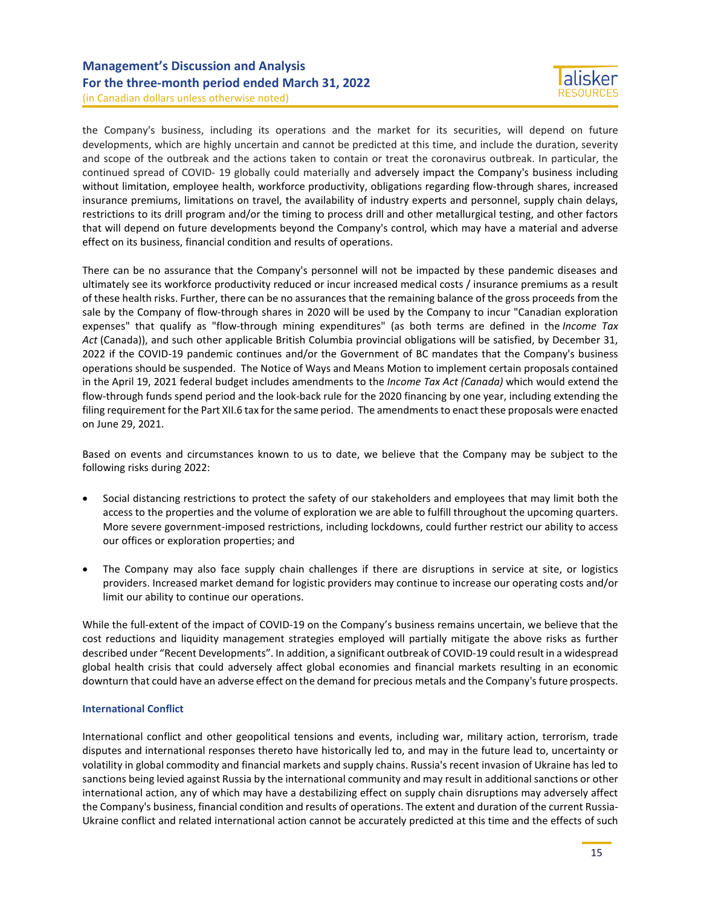the Company's business, including its operations and the market for its securities, will depend on future developments, which are highly uncertain and cannot be predicted at this time, and include the duration, severity and scope of the outbreak and the actions taken to contain or treat the coronavirus outbreak. In particular, the continued spread of COVID- 19 globally could materially and adversely impact the Company's business including without limitation, employee health, workforce productivity, obligations regarding flow-through shares, increased insurance premiums, limitations on travel, the availability of industry experts and personnel, supply chain delays, restrictions to its drill program and/or the timing to process drill and other metallurgical testing, and other factors that will depend on future developments beyond the Company's control, which may have a material and adverse effect on its business, financial condition and results of operations.

There can be no assurance that the Company's personnel will not be impacted by these pandemic diseases and ultimately see its workforce productivity reduced or incur increased medical costs / insurance premiums as a result of these health risks. Further, there can be no assurances that the remaining balance of the gross proceeds from the sale by the Company of flow-through shares in 2020 will be used by the Company to incur "Canadian exploration expenses" that qualify as "flow-through mining expenditures" (as both terms are defined in the *Income Tax Act* (Canada)), and such other applicable British Columbia provincial obligations will be satisfied, by December 31, 2022 if the COVID-19 pandemic continues and/or the Government of BC mandates that the Company's business operations should be suspended. The Notice of Ways and Means Motion to implement certain proposals contained in the April 19, 2021 federal budget includes amendments to the *Income Tax Act (Canada)* which would extend the flow-through funds spend period and the look-back rule for the 2020 financing by one year, including extending the filing requirement for the Part XII.6 tax for the same period. The amendments to enact these proposals were enacted on June 29, 2021.

Based on events and circumstances known to us to date, we believe that the Company may be subject to the following risks during 2022:

- Social distancing restrictions to protect the safety of our stakeholders and employees that may limit both the access to the properties and the volume of exploration we are able to fulfill throughout the upcoming quarters. More severe government-imposed restrictions, including lockdowns, could further restrict our ability to access our offices or exploration properties; and

- The Company may also face supply chain challenges if there are disruptions in service at site, or logistics providers. Increased market demand for logistic providers may continue to increase our operating costs and/or limit our ability to continue our operations.

While the full-extent of the impact of COVID-19 on the Company's business remains uncertain, we believe that the cost reductions and liquidity management strategies employed will partially mitigate the above risks as further described under "Recent Developments". In addition, a significant outbreak of COVID-19 could result in a widespread global health crisis that could adversely affect global economies and financial markets resulting in an economic downturn that could have an adverse effect on the demand for precious metals and the Company's future prospects.

### International Conflict

International conflict and other geopolitical tensions and events, including war, military action, terrorism, trade disputes and international responses thereto have historically led to, and may in the future lead to, uncertainty or volatility in global commodity and financial markets and supply chains. Russia's recent invasion of Ukraine has led to sanctions being levied against Russia by the international community and may result in additional sanctions or other international action, any of which may have a destabilizing effect on supply chain disruptions may adversely affect the Company's business, financial condition and results of operations. The extent and duration of the current Russia-Ukraine conflict and related international action cannot be accurately predicted at this time and the effects of such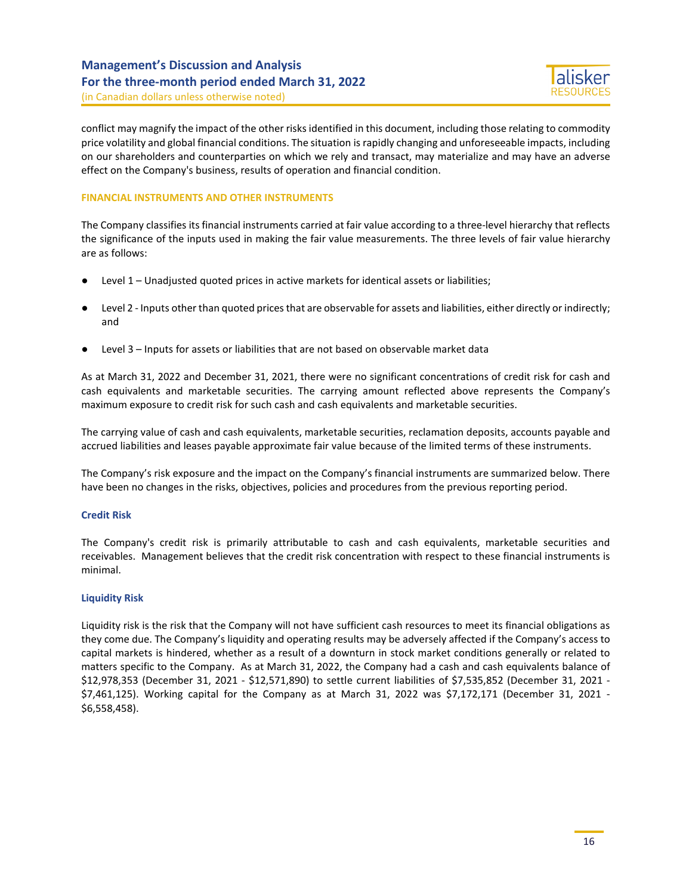conflict may magnify the impact of the other risks identified in this document, including those relating to commodity price volatility and global financial conditions. The situation is rapidly changing and unforeseeable impacts, including on our shareholders and counterparties on which we rely and transact, may materialize and may have an adverse effect on the Company's business, results of operation and financial condition.

## FINANCIAL INSTRUMENTS AND OTHER INSTRUMENTS

The Company classifies its financial instruments carried at fair value according to a three-level hierarchy that reflects the significance of the inputs used in making the fair value measurements. The three levels of fair value hierarchy are as follows:

- Level 1 – Unadjusted quoted prices in active markets for identical assets or liabilities;
- Level 2 - Inputs other than quoted prices that are observable for assets and liabilities, either directly or indirectly; and
- Level 3 – Inputs for assets or liabilities that are not based on observable market data

As at March 31, 2022 and December 31, 2021, there were no significant concentrations of credit risk for cash and cash equivalents and marketable securities. The carrying amount reflected above represents the Company's maximum exposure to credit risk for such cash and cash equivalents and marketable securities.

The carrying value of cash and cash equivalents, marketable securities, reclamation deposits, accounts payable and accrued liabilities and leases payable approximate fair value because of the limited terms of these instruments.

The Company's risk exposure and the impact on the Company's financial instruments are summarized below. There have been no changes in the risks, objectives, policies and procedures from the previous reporting period.

### Credit Risk

The Company's credit risk is primarily attributable to cash and cash equivalents, marketable securities and receivables. Management believes that the credit risk concentration with respect to these financial instruments is minimal.

### Liquidity Risk

Liquidity risk is the risk that the Company will not have sufficient cash resources to meet its financial obligations as they come due. The Company's liquidity and operating results may be adversely affected if the Company's access to capital markets is hindered, whether as a result of a downturn in stock market conditions generally or related to matters specific to the Company. As at March 31, 2022, the Company had a cash and cash equivalents balance of $12,978,353 (December 31, 2021 - $12,571,890) to settle current liabilities of $7,535,852 (December 31, 2021 - $7,461,125). Working capital for the Company as at March 31, 2022 was $7,172,171 (December 31, 2021 - $6,558,458).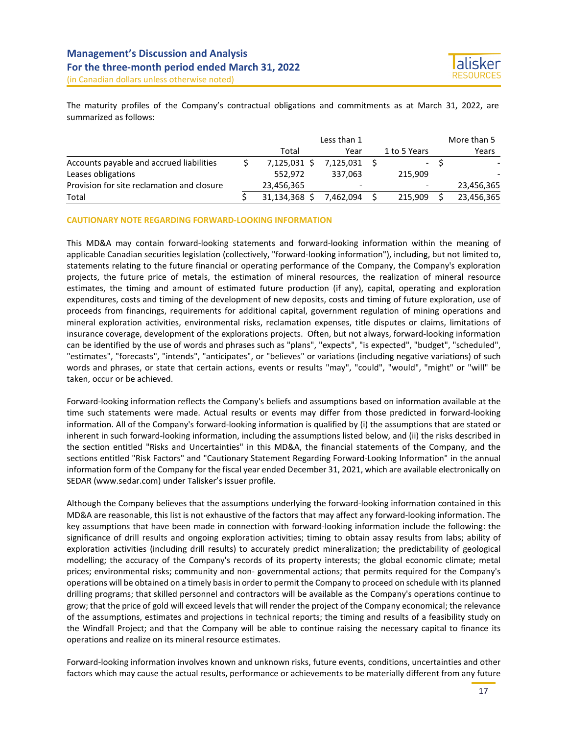The maturity profiles of the Company's contractual obligations and commitments as at March 31, 2022, are summarized as follows:

| | Total | Less than 1 Year | 1 to 5 Years | More than 5 Years |
|---|---|---|---|---|
| Accounts payable and accrued liabilities | $ 7,125,031 | $ 7,125,031 | $ - | $ - |
| Leases obligations | 552,972 | 337,063 | 215,909 | - |
| Provision for site reclamation and closure | 23,456,365 | - | - | 23,456,365 |
| Total | $ 31,134,368 | $ 7,462,094 | $ 215,909 | $ 23,456,365 |

## CAUTIONARY NOTE REGARDING FORWARD-LOOKING INFORMATION

This MD&A may contain forward-looking statements and forward-looking information within the meaning of applicable Canadian securities legislation (collectively, "forward-looking information"), including, but not limited to, statements relating to the future financial or operating performance of the Company, the Company's exploration projects, the future price of metals, the estimation of mineral resources, the realization of mineral resource estimates, the timing and amount of estimated future production (if any), capital, operating and exploration expenditures, costs and timing of the development of new deposits, costs and timing of future exploration, use of proceeds from financings, requirements for additional capital, government regulation of mining operations and mineral exploration activities, environmental risks, reclamation expenses, title disputes or claims, limitations of insurance coverage, development of the explorations projects. Often, but not always, forward-looking information can be identified by the use of words and phrases such as "plans", "expects", "is expected", "budget", "scheduled", "estimates", "forecasts", "intends", "anticipates", or "believes" or variations (including negative variations) of such words and phrases, or state that certain actions, events or results "may", "could", "would", "might" or "will" be taken, occur or be achieved.

Forward-looking information reflects the Company's beliefs and assumptions based on information available at the time such statements were made. Actual results or events may differ from those predicted in forward-looking information. All of the Company's forward-looking information is qualified by (i) the assumptions that are stated or inherent in such forward-looking information, including the assumptions listed below, and (ii) the risks described in the section entitled "Risks and Uncertainties" in this MD&A, the financial statements of the Company, and the sections entitled "Risk Factors" and "Cautionary Statement Regarding Forward-Looking Information" in the annual information form of the Company for the fiscal year ended December 31, 2021, which are available electronically on SEDAR (www.sedar.com) under Talisker's issuer profile.

Although the Company believes that the assumptions underlying the forward-looking information contained in this MD&A are reasonable, this list is not exhaustive of the factors that may affect any forward-looking information. The key assumptions that have been made in connection with forward-looking information include the following: the significance of drill results and ongoing exploration activities; timing to obtain assay results from labs; ability of exploration activities (including drill results) to accurately predict mineralization; the predictability of geological modelling; the accuracy of the Company's records of its property interests; the global economic climate; metal prices; environmental risks; community and non- governmental actions; that permits required for the Company's operations will be obtained on a timely basis in order to permit the Company to proceed on schedule with its planned drilling programs; that skilled personnel and contractors will be available as the Company's operations continue to grow; that the price of gold will exceed levels that will render the project of the Company economical; the relevance of the assumptions, estimates and projections in technical reports; the timing and results of a feasibility study on the Windfall Project; and that the Company will be able to continue raising the necessary capital to finance its operations and realize on its mineral resource estimates.

Forward-looking information involves known and unknown risks, future events, conditions, uncertainties and other factors which may cause the actual results, performance or achievements to be materially different from any future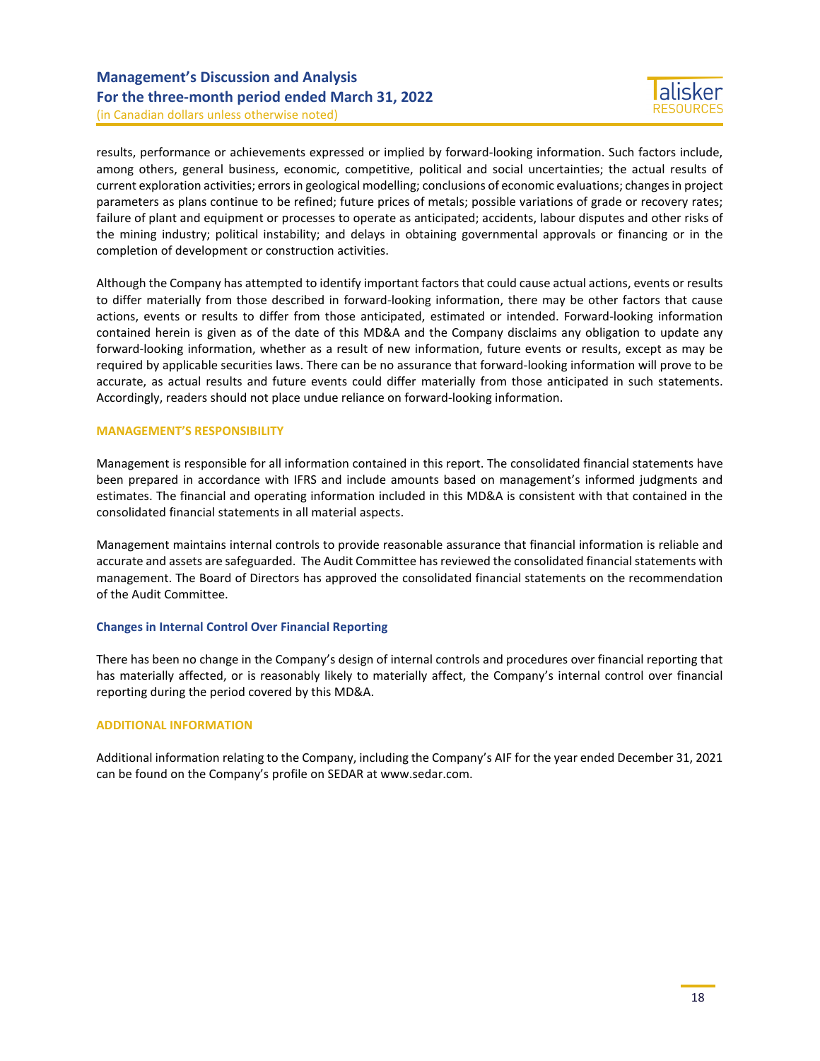results, performance or achievements expressed or implied by forward-looking information. Such factors include, among others, general business, economic, competitive, political and social uncertainties; the actual results of current exploration activities; errors in geological modelling; conclusions of economic evaluations; changes in project parameters as plans continue to be refined; future prices of metals; possible variations of grade or recovery rates; failure of plant and equipment or processes to operate as anticipated; accidents, labour disputes and other risks of the mining industry; political instability; and delays in obtaining governmental approvals or financing or in the completion of development or construction activities.

Although the Company has attempted to identify important factors that could cause actual actions, events or results to differ materially from those described in forward-looking information, there may be other factors that cause actions, events or results to differ from those anticipated, estimated or intended. Forward-looking information contained herein is given as of the date of this MD&A and the Company disclaims any obligation to update any forward-looking information, whether as a result of new information, future events or results, except as may be required by applicable securities laws. There can be no assurance that forward-looking information will prove to be accurate, as actual results and future events could differ materially from those anticipated in such statements. Accordingly, readers should not place undue reliance on forward-looking information.

## MANAGEMENT'S RESPONSIBILITY

Management is responsible for all information contained in this report. The consolidated financial statements have been prepared in accordance with IFRS and include amounts based on management's informed judgments and estimates. The financial and operating information included in this MD&A is consistent with that contained in the consolidated financial statements in all material aspects.

Management maintains internal controls to provide reasonable assurance that financial information is reliable and accurate and assets are safeguarded. The Audit Committee has reviewed the consolidated financial statements with management. The Board of Directors has approved the consolidated financial statements on the recommendation of the Audit Committee.

### Changes in Internal Control Over Financial Reporting

There has been no change in the Company's design of internal controls and procedures over financial reporting that has materially affected, or is reasonably likely to materially affect, the Company's internal control over financial reporting during the period covered by this MD&A.

## ADDITIONAL INFORMATION

Additional information relating to the Company, including the Company's AIF for the year ended December 31, 2021 can be found on the Company's profile on SEDAR at www.sedar.com.